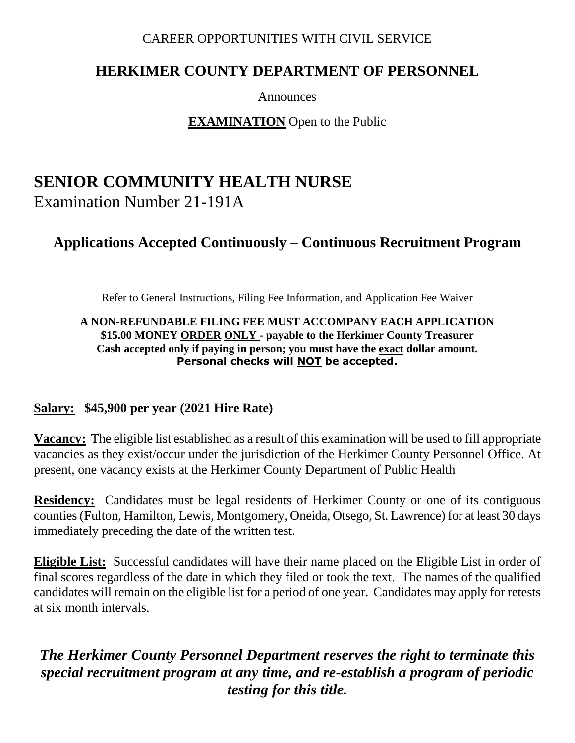CAREER OPPORTUNITIES WITH CIVIL SERVICE

## HERKIMER COUNTY DEPARTMENT OF PERSONNEL

Announces

**EXAMINATION** Open to the Public

# SENIOR COMMUNITY HEALTH NURSE

Examination Number 21-191A

## Applications Accepted Continuously – Continuous Recruitment Program

Refer to General Instructions, Filing Fee Information, and Application Fee Waiver

**A NON-REFUNDABLE FILING FEE MUST ACCOMPANY EACH APPLICATION**
**$15.00 MONEY ORDER ONLY - payable to the Herkimer County Treasurer**
**Cash accepted only if paying in person; you must have the exact dollar amount.**
**Personal checks will NOT be accepted.**

**Salary: $45,900 per year (2021 Hire Rate)**

**Vacancy:** The eligible list established as a result of this examination will be used to fill appropriate vacancies as they exist/occur under the jurisdiction of the Herkimer County Personnel Office. At present, one vacancy exists at the Herkimer County Department of Public Health

**Residency:** Candidates must be legal residents of Herkimer County or one of its contiguous counties (Fulton, Hamilton, Lewis, Montgomery, Oneida, Otsego, St. Lawrence) for at least 30 days immediately preceding the date of the written test.

**Eligible List:** Successful candidates will have their name placed on the Eligible List in order of final scores regardless of the date in which they filed or took the text. The names of the qualified candidates will remain on the eligible list for a period of one year. Candidates may apply for retests at six month intervals.

***The Herkimer County Personnel Department reserves the right to terminate this special recruitment program at any time, and re-establish a program of periodic testing for this title.***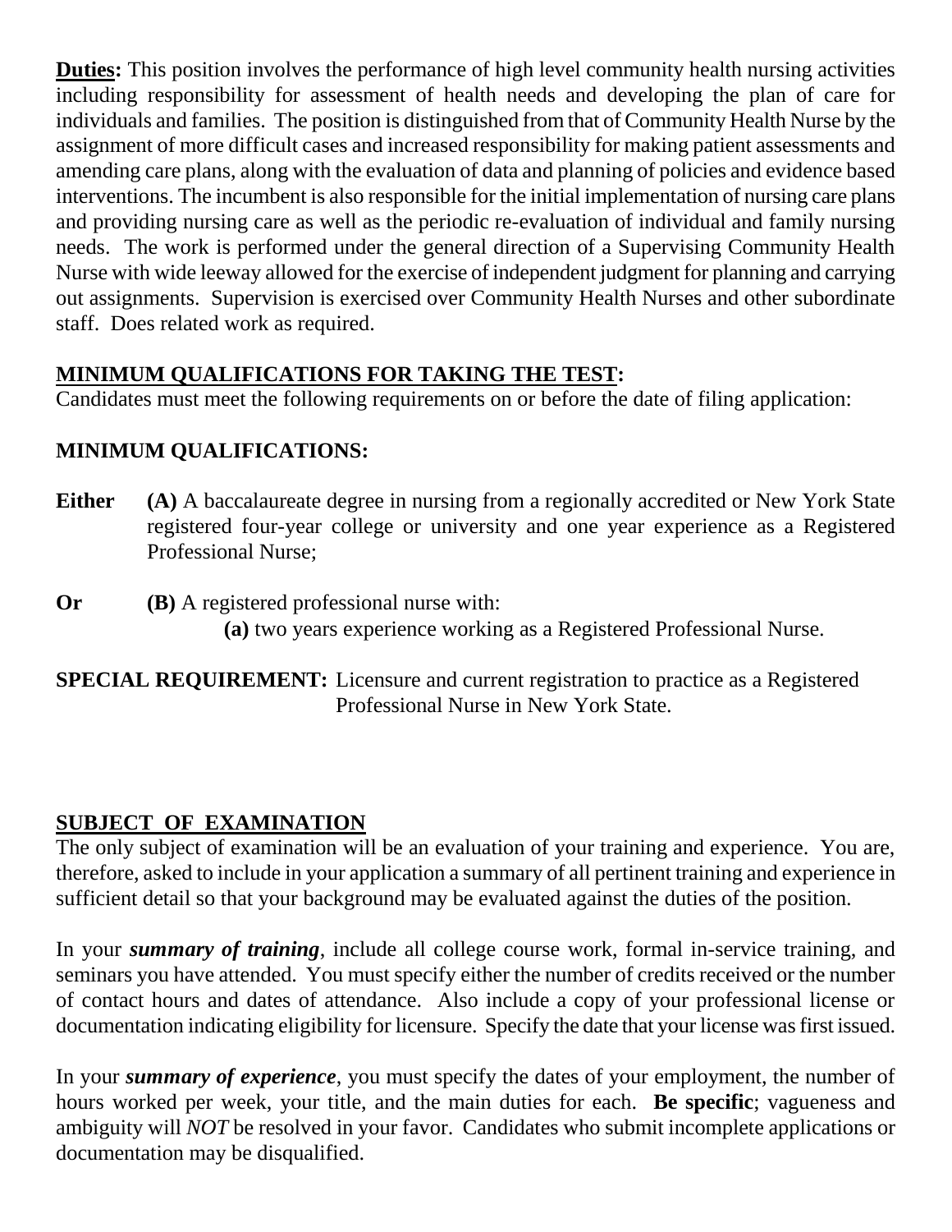**Duties:** This position involves the performance of high level community health nursing activities including responsibility for assessment of health needs and developing the plan of care for individuals and families. The position is distinguished from that of Community Health Nurse by the assignment of more difficult cases and increased responsibility for making patient assessments and amending care plans, along with the evaluation of data and planning of policies and evidence based interventions. The incumbent is also responsible for the initial implementation of nursing care plans and providing nursing care as well as the periodic re-evaluation of individual and family nursing needs. The work is performed under the general direction of a Supervising Community Health Nurse with wide leeway allowed for the exercise of independent judgment for planning and carrying out assignments. Supervision is exercised over Community Health Nurses and other subordinate staff. Does related work as required.

## MINIMUM QUALIFICATIONS FOR TAKING THE TEST:

Candidates must meet the following requirements on or before the date of filing application:

**MINIMUM QUALIFICATIONS:**

**Either** **(A)** A baccalaureate degree in nursing from a regionally accredited or New York State registered four-year college or university and one year experience as a Registered Professional Nurse;

**Or** **(B)** A registered professional nurse with:

  **(a)** two years experience working as a Registered Professional Nurse.

**SPECIAL REQUIREMENT:** Licensure and current registration to practice as a Registered Professional Nurse in New York State.

## SUBJECT OF EXAMINATION

The only subject of examination will be an evaluation of your training and experience. You are, therefore, asked to include in your application a summary of all pertinent training and experience in sufficient detail so that your background may be evaluated against the duties of the position.

In your ***summary of training***, include all college course work, formal in-service training, and seminars you have attended. You must specify either the number of credits received or the number of contact hours and dates of attendance. Also include a copy of your professional license or documentation indicating eligibility for licensure. Specify the date that your license was first issued.

In your ***summary of experience***, you must specify the dates of your employment, the number of hours worked per week, your title, and the main duties for each. **Be specific**; vagueness and ambiguity will *NOT* be resolved in your favor. Candidates who submit incomplete applications or documentation may be disqualified.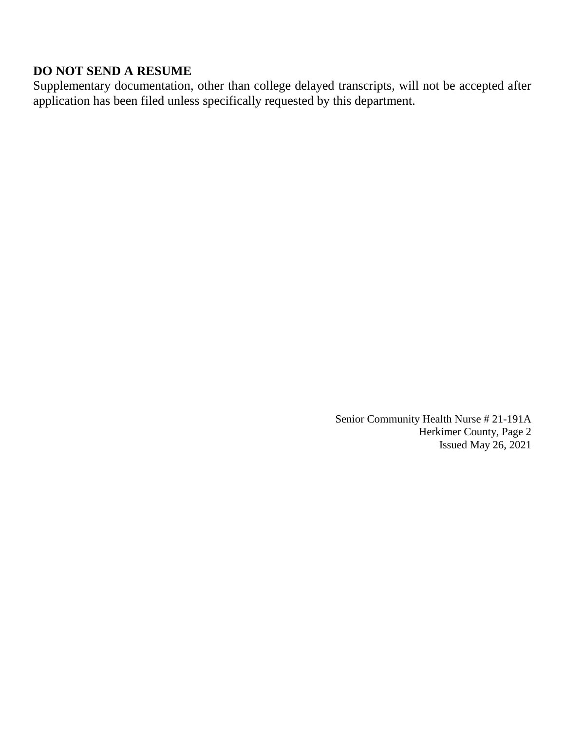**DO NOT SEND A RESUME**

Supplementary documentation, other than college delayed transcripts, will not be accepted after application has been filed unless specifically requested by this department.